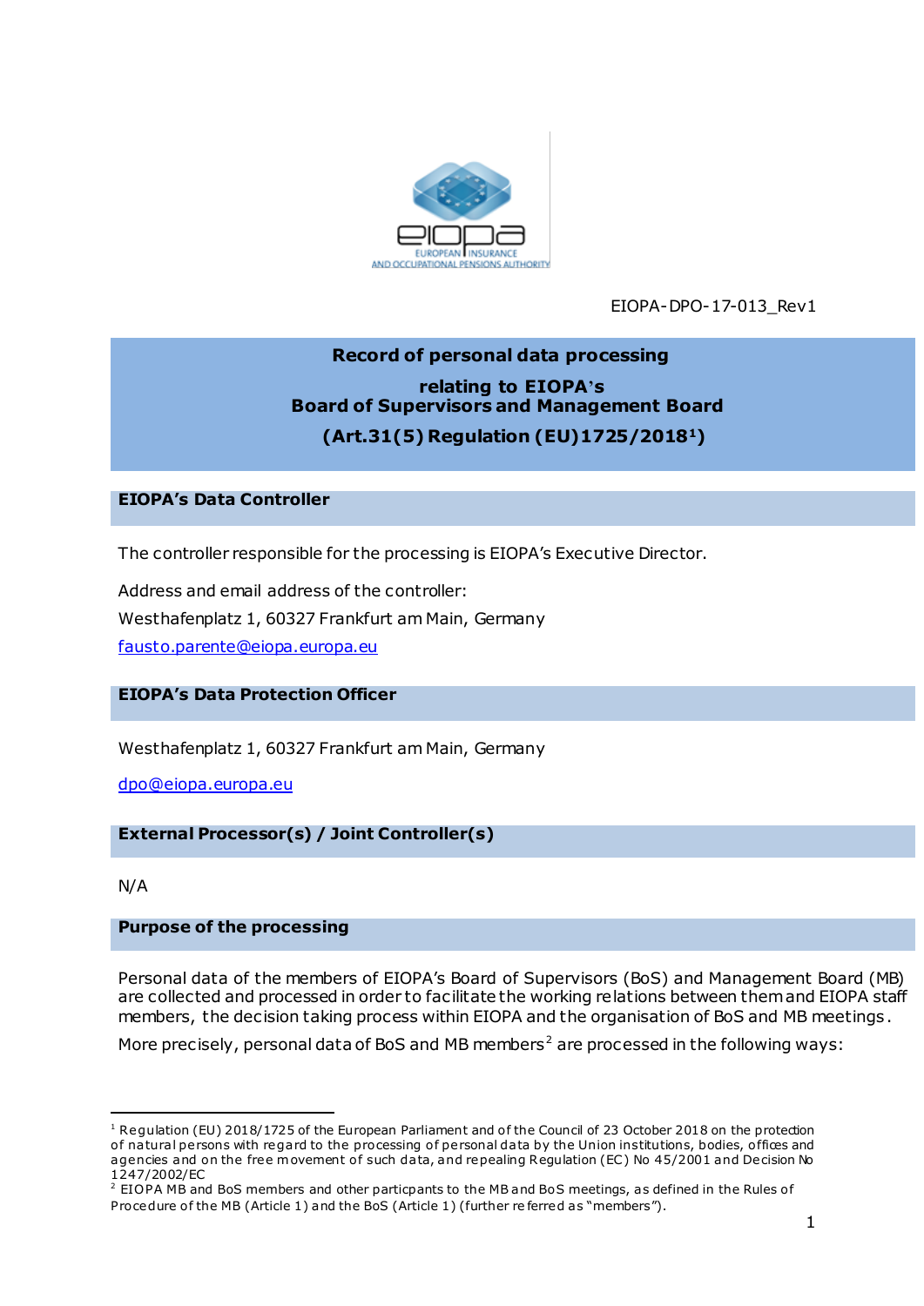EIOPA-DPO-17-013_Rev1

# Record of personal data processing relating to EIOPA's Board of Supervisors and Management Board (Art.31(5) Regulation (EU)1725/2018[1])

## EIOPA's Data Controller

The controller responsible for the processing is EIOPA's Executive Director.

Address and email address of the controller:

Westhafenplatz 1, 60327 Frankfurt am Main, Germany

fausto.parente@eiopa.europa.eu

## EIOPA's Data Protection Officer

Westhafenplatz 1, 60327 Frankfurt am Main, Germany

dpo@eiopa.europa.eu

## External Processor(s) / Joint Controller(s)

N/A

## Purpose of the processing

Personal data of the members of EIOPA's Board of Supervisors (BoS) and Management Board (MB) are collected and processed in order to facilitate the working relations between them and EIOPA staff members, the decision taking process within EIOPA and the organisation of BoS and MB meetings.

More precisely, personal data of BoS and MB members[2] are processed in the following ways:

---

[1] Regulation (EU) 2018/1725 of the European Parliament and of the Council of 23 October 2018 on the protection of natural persons with regard to the processing of personal data by the Union institutions, bodies, offices and agencies and on the free movement of such data, and repealing Regulation (EC) No 45/2001 and Decision No 1247/2002/EC

[2] EIOPA MB and BoS members and other particpants to the MB and BoS meetings, as defined in the Rules of Procedure of the MB (Article 1) and the BoS (Article 1) (further referred as "members").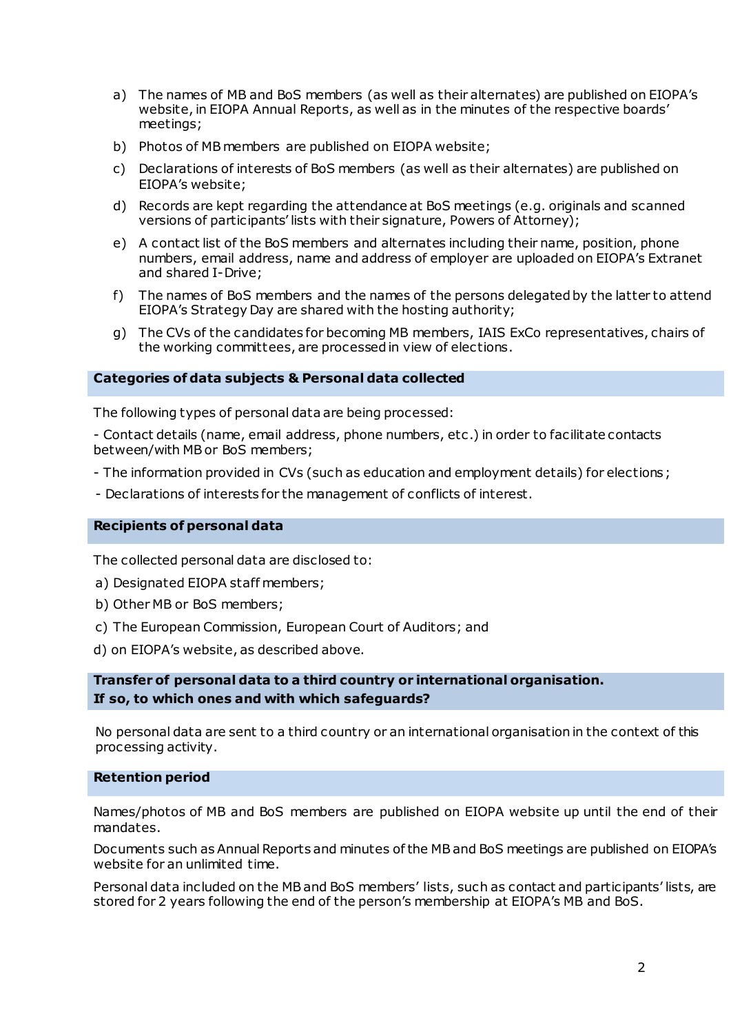a) The names of MB and BoS members (as well as their alternates) are published on EIOPA's website, in EIOPA Annual Reports, as well as in the minutes of the respective boards' meetings;

b) Photos of MB members are published on EIOPA website;

c) Declarations of interests of BoS members (as well as their alternates) are published on EIOPA's website;

d) Records are kept regarding the attendance at BoS meetings (e.g. originals and scanned versions of participants' lists with their signature, Powers of Attorney);

e) A contact list of the BoS members and alternates including their name, position, phone numbers, email address, name and address of employer are uploaded on EIOPA's Extranet and shared I-Drive;

f) The names of BoS members and the names of the persons delegated by the latter to attend EIOPA's Strategy Day are shared with the hosting authority;

g) The CVs of the candidates for becoming MB members, IAIS ExCo representatives, chairs of the working committees, are processed in view of elections.

## Categories of data subjects & Personal data collected

The following types of personal data are being processed:

- Contact details (name, email address, phone numbers, etc.) in order to facilitate contacts between/with MB or BoS members;

- The information provided in CVs (such as education and employment details) for elections;

- Declarations of interests for the management of conflicts of interest.

## Recipients of personal data

The collected personal data are disclosed to:

a) Designated EIOPA staff members;

b) Other MB or BoS members;

c) The European Commission, European Court of Auditors; and

d) on EIOPA's website, as described above.

## Transfer of personal data to a third country or international organisation. If so, to which ones and with which safeguards?

No personal data are sent to a third country or an international organisation in the context of this processing activity.

## Retention period

Names/photos of MB and BoS members are published on EIOPA website up until the end of their mandates.

Documents such as Annual Reports and minutes of the MB and BoS meetings are published on EIOPA's website for an unlimited time.

Personal data included on the MB and BoS members' lists, such as contact and participants' lists, are stored for 2 years following the end of the person's membership at EIOPA's MB and BoS.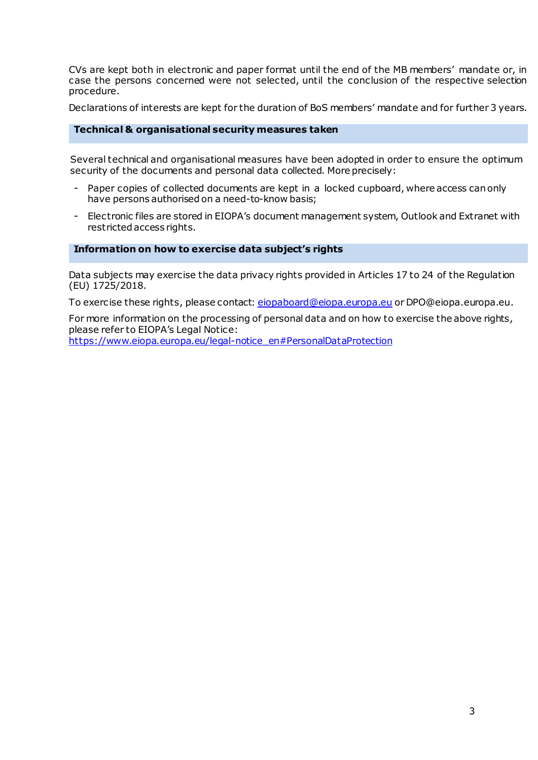CVs are kept both in electronic and paper format until the end of the MB members' mandate or, in case the persons concerned were not selected, until the conclusion of the respective selection procedure.

Declarations of interests are kept for the duration of BoS members' mandate and for further 3 years.

## Technical & organisational security measures taken

Several technical and organisational measures have been adopted in order to ensure the optimum security of the documents and personal data collected. More precisely:

- Paper copies of collected documents are kept in a locked cupboard, where access can only have persons authorised on a need-to-know basis;
- Electronic files are stored in EIOPA's document management system, Outlook and Extranet with restricted access rights.

## Information on how to exercise data subject's rights

Data subjects may exercise the data privacy rights provided in Articles 17 to 24 of the Regulation (EU) 1725/2018.

To exercise these rights, please contact: eiopaboard@eiopa.europa.eu or DPO@eiopa.europa.eu.

For more information on the processing of personal data and on how to exercise the above rights, please refer to EIOPA's Legal Notice:
https://www.eiopa.europa.eu/legal-notice_en#PersonalDataProtection